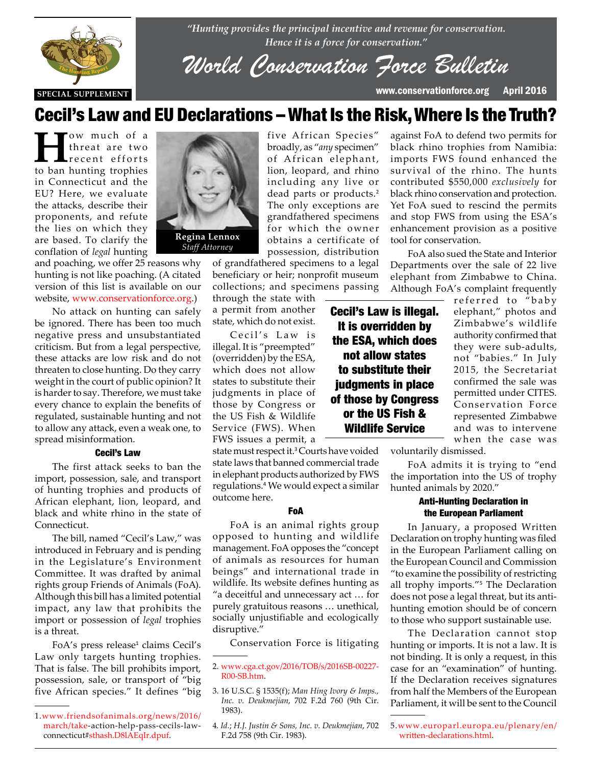*"Hunting provides the principal incentive and revenue for conservation. Hence it is a force for conservation."*

# World Conservation Force Bulletin

SPECIAL SUPPLEMENT

www.conservationforce.org April 2016

# Cecil's Law and EU Declarations – What Is the Risk, Where Is the Truth?

Regina Lennox
*Staff Attorney*

How much of a threat are two recent efforts to ban hunting trophies in Connecticut and the EU? Here, we evaluate the attacks, describe their proponents, and refute the lies on which they are based. To clarify the conflation of *legal* hunting and poaching, we offer 25 reasons why hunting is not like poaching. (A citated version of this list is available on our website, www.conservationforce.org.)

No attack on hunting can safely be ignored. There has been too much negative press and unsubstantiated criticism. But from a legal perspective, these attacks are low risk and do not threaten to close hunting. Do they carry weight in the court of public opinion? It is harder to say. Therefore, we must take every chance to explain the benefits of regulated, sustainable hunting and not to allow any attack, even a weak one, to spread misinformation.

### Cecil's Law

The first attack seeks to ban the import, possession, sale, and transport of hunting trophies and products of African elephant, lion, leopard, and black and white rhino in the state of Connecticut.

The bill, named "Cecil's Law," was introduced in February and is pending in the Legislature's Environment Committee. It was drafted by animal rights group Friends of Animals (FoA). Although this bill has a limited potential impact, any law that prohibits the import or possession of *legal* trophies is a threat.

FoA's press release[1] claims Cecil's Law only targets hunting trophies. That is false. The bill prohibits import, possession, sale, or transport of "big five African species." It defines "big five African Species" broadly, as "*any* specimen" of African elephant, lion, leopard, and rhino including any live or dead parts or products.[2] The only exceptions are grandfathered specimens for which the owner obtains a certificate of possession, distribution of grandfathered specimens to a legal beneficiary or heir; nonprofit museum collections; and specimens passing through the state with a permit from another state, which do not exist.

Cecil's Law is illegal. It is "preempted" (overridden) by the ESA, which does not allow states to substitute their judgments in place of those by Congress or the US Fish & Wildlife Service (FWS). When FWS issues a permit, a state must respect it.[3] Courts have voided state laws that banned commercial trade in elephant products authorized by FWS regulations.[4] We would expect a similar outcome here.

**Cecil's Law is illegal. It is overridden by the ESA, which does not allow states to substitute their judgments in place of those by Congress or the US Fish & Wildlife Service**

### FoA

FoA is an animal rights group opposed to hunting and wildlife management. FoA opposes the "concept of animals as resources for human beings" and international trade in wildlife. Its website defines hunting as "a deceitful and unnecessary act … for purely gratuitous reasons … unethical, socially unjustifiable and ecologically disruptive."

Conservation Force is litigating against FoA to defend two permits for black rhino trophies from Namibia: imports FWS found enhanced the survival of the rhino. The hunts contributed $550,000 *exclusively* for black rhino conservation and protection. Yet FoA sued to rescind the permits and stop FWS from using the ESA's enhancement provision as a positive tool for conservation.

FoA also sued the State and Interior Departments over the sale of 22 live elephant from Zimbabwe to China. Although FoA's complaint frequently referred to "baby elephant," photos and Zimbabwe's wildlife authority confirmed that they were sub-adults, not "babies." In July 2015, the Secretariat confirmed the sale was permitted under CITES. Conservation Force represented Zimbabwe and was to intervene when the case was voluntarily dismissed.

FoA admits it is trying to "end the importation into the US of trophy hunted animals by 2020."

### Anti-Hunting Declaration in the European Parliament

In January, a proposed Written Declaration on trophy hunting was filed in the European Parliament calling on the European Council and Commission "to examine the possibility of restricting all trophy imports."[5] The Declaration does not pose a legal threat, but its anti-hunting emotion should be of concern to those who support sustainable use.

The Declaration cannot stop hunting or imports. It is not a law. It is not binding. It is only a request, in this case for an "examination" of hunting. If the Declaration receives signatures from half the Members of the European Parliament, it will be sent to the Council

---

1. www.friendsofanimals.org/news/2016/march/take-action-help-pass-cecils-law-connecticut#sthash.D8lAEqIr.dpuf.
2. www.cga.ct.gov/2016/TOB/s/2016SB-00227-R00-SB.htm.
3. 16 U.S.C. § 1535(f); *Man Hing Ivory & Imps., Inc. v. Deukmejian*, 702 F.2d 760 (9th Cir. 1983).
4. *Id.*; *H.J. Justin & Sons, Inc. v. Deukmejian*, 702 F.2d 758 (9th Cir. 1983).
5. www.europarl.europa.eu/plenary/en/written-declarations.html.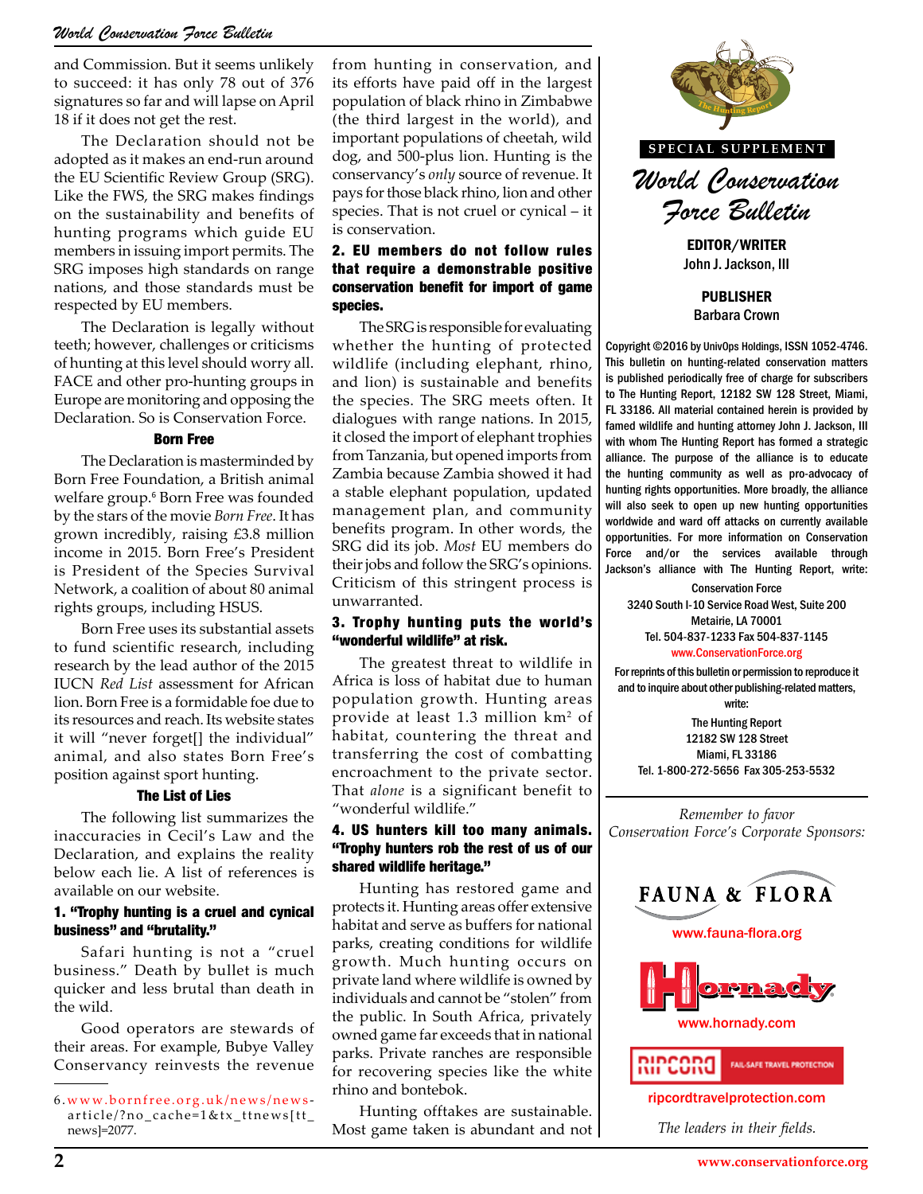and Commission. But it seems unlikely to succeed: it has only 78 out of 376 signatures so far and will lapse on April 18 if it does not get the rest.

The Declaration should not be adopted as it makes an end-run around the EU Scientific Review Group (SRG). Like the FWS, the SRG makes findings on the sustainability and benefits of hunting programs which guide EU members in issuing import permits. The SRG imposes high standards on range nations, and those standards must be respected by EU members.

The Declaration is legally without teeth; however, challenges or criticisms of hunting at this level should worry all. FACE and other pro-hunting groups in Europe are monitoring and opposing the Declaration. So is Conservation Force.

### Born Free

The Declaration is masterminded by Born Free Foundation, a British animal welfare group.[6] Born Free was founded by the stars of the movie *Born Free*. It has grown incredibly, raising £3.8 million income in 2015. Born Free's President is President of the Species Survival Network, a coalition of about 80 animal rights groups, including HSUS.

Born Free uses its substantial assets to fund scientific research, including research by the lead author of the 2015 IUCN *Red List* assessment for African lion. Born Free is a formidable foe due to its resources and reach. Its website states it will "never forget[] the individual" animal, and also states Born Free's position against sport hunting.

### The List of Lies

The following list summarizes the inaccuracies in Cecil's Law and the Declaration, and explains the reality below each lie. A list of references is available on our website.

**1. "Trophy hunting is a cruel and cynical business" and "brutality."**

Safari hunting is not a "cruel business." Death by bullet is much quicker and less brutal than death in the wild.

Good operators are stewards of their areas. For example, Bubye Valley Conservancy reinvests the revenue from hunting in conservation, and its efforts have paid off in the largest population of black rhino in Zimbabwe (the third largest in the world), and important populations of cheetah, wild dog, and 500-plus lion. Hunting is the conservancy's *only* source of revenue. It pays for those black rhino, lion and other species. That is not cruel or cynical – it is conservation.

**2. EU members do not follow rules that require a demonstrable positive conservation benefit for import of game species.**

The SRG is responsible for evaluating whether the hunting of protected wildlife (including elephant, rhino, and lion) is sustainable and benefits the species. The SRG meets often. It dialogues with range nations. In 2015, it closed the import of elephant trophies from Tanzania, but opened imports from Zambia because Zambia showed it had a stable elephant population, updated management plan, and community benefits program. In other words, the SRG did its job. *Most* EU members do their jobs and follow the SRG's opinions. Criticism of this stringent process is unwarranted.

**3. Trophy hunting puts the world's "wonderful wildlife" at risk.**

The greatest threat to wildlife in Africa is loss of habitat due to human population growth. Hunting areas provide at least 1.3 million $km^2$ of habitat, countering the threat and transferring the cost of combatting encroachment to the private sector. That *alone* is a significant benefit to "wonderful wildlife."

**4. US hunters kill too many animals. "Trophy hunters rob the rest of us of our shared wildlife heritage."**

Hunting has restored game and protects it. Hunting areas offer extensive habitat and serve as buffers for national parks, creating conditions for wildlife growth. Much hunting occurs on private land where wildlife is owned by individuals and cannot be "stolen" from the public. In South Africa, privately owned game far exceeds that in national parks. Private ranches are responsible for recovering species like the white rhino and bontebok.

Hunting offtakes are sustainable. Most game taken is abundant and not

6. www.bornfree.org.uk/news/news-article/?no_cache=1&tx_ttnews[tt_news]=2077.

---

**SPECIAL SUPPLEMENT**

*World Conservation Force Bulletin*

**EDITOR/WRITER**
John J. Jackson, III

**PUBLISHER**
Barbara Crown

Copyright ©2016 by UnivOps Holdings, ISSN 1052-4746. This bulletin on hunting-related conservation matters is published periodically free of charge for subscribers to The Hunting Report, 12182 SW 128 Street, Miami, FL 33186. All material contained herein is provided by famed wildlife and hunting attorney John J. Jackson, III with whom The Hunting Report has formed a strategic alliance. The purpose of the alliance is to educate the hunting community as well as pro-advocacy of hunting rights opportunities. More broadly, the alliance will also seek to open up new hunting opportunities worldwide and ward off attacks on currently available opportunities. For more information on Conservation Force and/or the services available through Jackson's alliance with The Hunting Report, write:

Conservation Force
3240 South I-10 Service Road West, Suite 200
Metairie, LA 70001
Tel. 504-837-1233 Fax 504-837-1145
www.ConservationForce.org

For reprints of this bulletin or permission to reproduce it and to inquire about other publishing-related matters, write:

The Hunting Report
12182 SW 128 Street
Miami, FL 33186
Tel. 1-800-272-5656 Fax 305-253-5532

*Remember to favor Conservation Force's Corporate Sponsors:*

FAUNA & FLORA
www.fauna-flora.org

Hornady
www.hornady.com

RIPCORD FAIL-SAFE TRAVEL PROTECTION
ripcordtravelprotection.com

*The leaders in their fields.*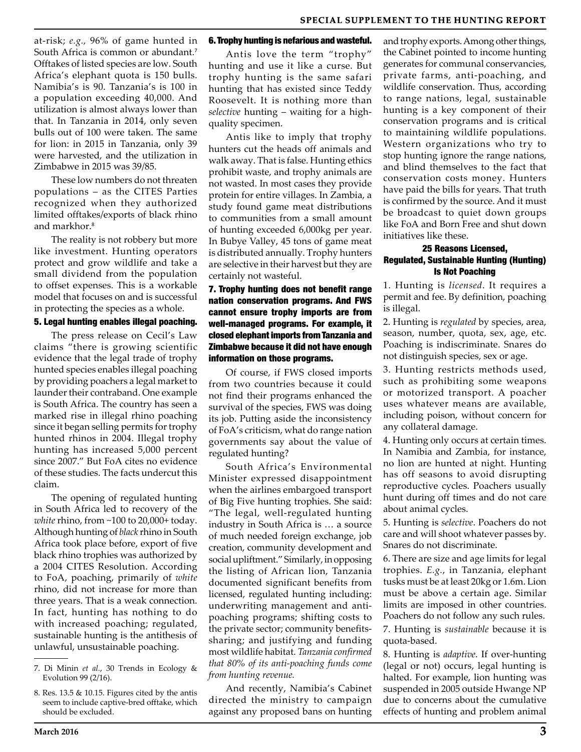at-risk; *e.g.*, 96% of game hunted in South Africa is common or abundant.[7] Offtakes of listed species are low. South Africa's elephant quota is 150 bulls. Namibia's is 90. Tanzania's is 100 in a population exceeding 40,000. And utilization is almost always lower than that. In Tanzania in 2014, only seven bulls out of 100 were taken. The same for lion: in 2015 in Tanzania, only 39 were harvested, and the utilization in Zimbabwe in 2015 was 39/85.

These low numbers do not threaten populations – as the CITES Parties recognized when they authorized limited offtakes/exports of black rhino and markhor.[8]

The reality is not robbery but more like investment. Hunting operators protect and grow wildlife and take a small dividend from the population to offset expenses. This is a workable model that focuses on and is successful in protecting the species as a whole.

### 5. Legal hunting enables illegal poaching.

The press release on Cecil's Law claims "there is growing scientific evidence that the legal trade of trophy hunted species enables illegal poaching by providing poachers a legal market to launder their contraband. One example is South Africa. The country has seen a marked rise in illegal rhino poaching since it began selling permits for trophy hunted rhinos in 2004. Illegal trophy hunting has increased 5,000 percent since 2007." But FoA cites no evidence of these studies. The facts undercut this claim.

The opening of regulated hunting in South Africa led to recovery of the *white* rhino, from ~100 to 20,000+ today. Although hunting of *black* rhino in South Africa took place before, export of five black rhino trophies was authorized by a 2004 CITES Resolution. According to FoA, poaching, primarily of *white* rhino, did not increase for more than three years. That is a weak connection. In fact, hunting has nothing to do with increased poaching; regulated, sustainable hunting is the antithesis of unlawful, unsustainable poaching.

7. Di Minin *et al.*, 30 Trends in Ecology & Evolution 99 (2/16).

8. Res. 13.5 & 10.15. Figures cited by the antis seem to include captive-bred offtake, which should be excluded.

### 6. Trophy hunting is nefarious and wasteful.

Antis love the term "trophy" hunting and use it like a curse. But trophy hunting is the same safari hunting that has existed since Teddy Roosevelt. It is nothing more than *selective* hunting – waiting for a high-quality specimen.

Antis like to imply that trophy hunters cut the heads off animals and walk away. That is false. Hunting ethics prohibit waste, and trophy animals are not wasted. In most cases they provide protein for entire villages. In Zambia, a study found game meat distributions to communities from a small amount of hunting exceeded 6,000kg per year. In Bubye Valley, 45 tons of game meat is distributed annually. Trophy hunters are selective in their harvest but they are certainly not wasteful.

### 7. Trophy hunting does not benefit range nation conservation programs. And FWS cannot ensure trophy imports are from well-managed programs. For example, it closed elephant imports from Tanzania and Zimbabwe because it did not have enough information on those programs.

Of course, if FWS closed imports from two countries because it could not find their programs enhanced the survival of the species, FWS was doing its job. Putting aside the inconsistency of FoA's criticism, what do range nation governments say about the value of regulated hunting?

South Africa's Environmental Minister expressed disappointment when the airlines embargoed transport of Big Five hunting trophies. She said: "The legal, well-regulated hunting industry in South Africa is … a source of much needed foreign exchange, job creation, community development and social upliftment." Similarly, in opposing the listing of African lion, Tanzania documented significant benefits from licensed, regulated hunting including: underwriting management and anti-poaching programs; shifting costs to the private sector; community benefits-sharing; and justifying and funding most wildlife habitat. *Tanzania confirmed that 80% of its anti-poaching funds come from hunting revenue.*

And recently, Namibia's Cabinet directed the ministry to campaign against any proposed bans on hunting and trophy exports. Among other things, the Cabinet pointed to income hunting generates for communal conservancies, private farms, anti-poaching, and wildlife conservation. Thus, according to range nations, legal, sustainable hunting is a key component of their conservation programs and is critical to maintaining wildlife populations. Western organizations who try to stop hunting ignore the range nations, and blind themselves to the fact that conservation costs money. Hunters have paid the bills for years. That truth is confirmed by the source. And it must be broadcast to quiet down groups like FoA and Born Free and shut down initiatives like these.

### 25 Reasons Licensed, Regulated, Sustainable Hunting (Hunting) Is Not Poaching

1. Hunting is *licensed*. It requires a permit and fee. By definition, poaching is illegal.

2. Hunting is *regulated* by species, area, season, number, quota, sex, age, etc. Poaching is indiscriminate. Snares do not distinguish species, sex or age.

3. Hunting restricts methods used, such as prohibiting some weapons or motorized transport. A poacher uses whatever means are available, including poison, without concern for any collateral damage.

4. Hunting only occurs at certain times. In Namibia and Zambia, for instance, no lion are hunted at night. Hunting has off seasons to avoid disrupting reproductive cycles. Poachers usually hunt during off times and do not care about animal cycles.

5. Hunting is *selective*. Poachers do not care and will shoot whatever passes by. Snares do not discriminate.

6. There are size and age limits for legal trophies. *E.g.*, in Tanzania, elephant tusks must be at least 20kg or 1.6m. Lion must be above a certain age. Similar limits are imposed in other countries. Poachers do not follow any such rules.

7. Hunting is *sustainable* because it is quota-based.

8. Hunting is *adaptive*. If over-hunting (legal or not) occurs, legal hunting is halted. For example, lion hunting was suspended in 2005 outside Hwange NP due to concerns about the cumulative effects of hunting and problem animal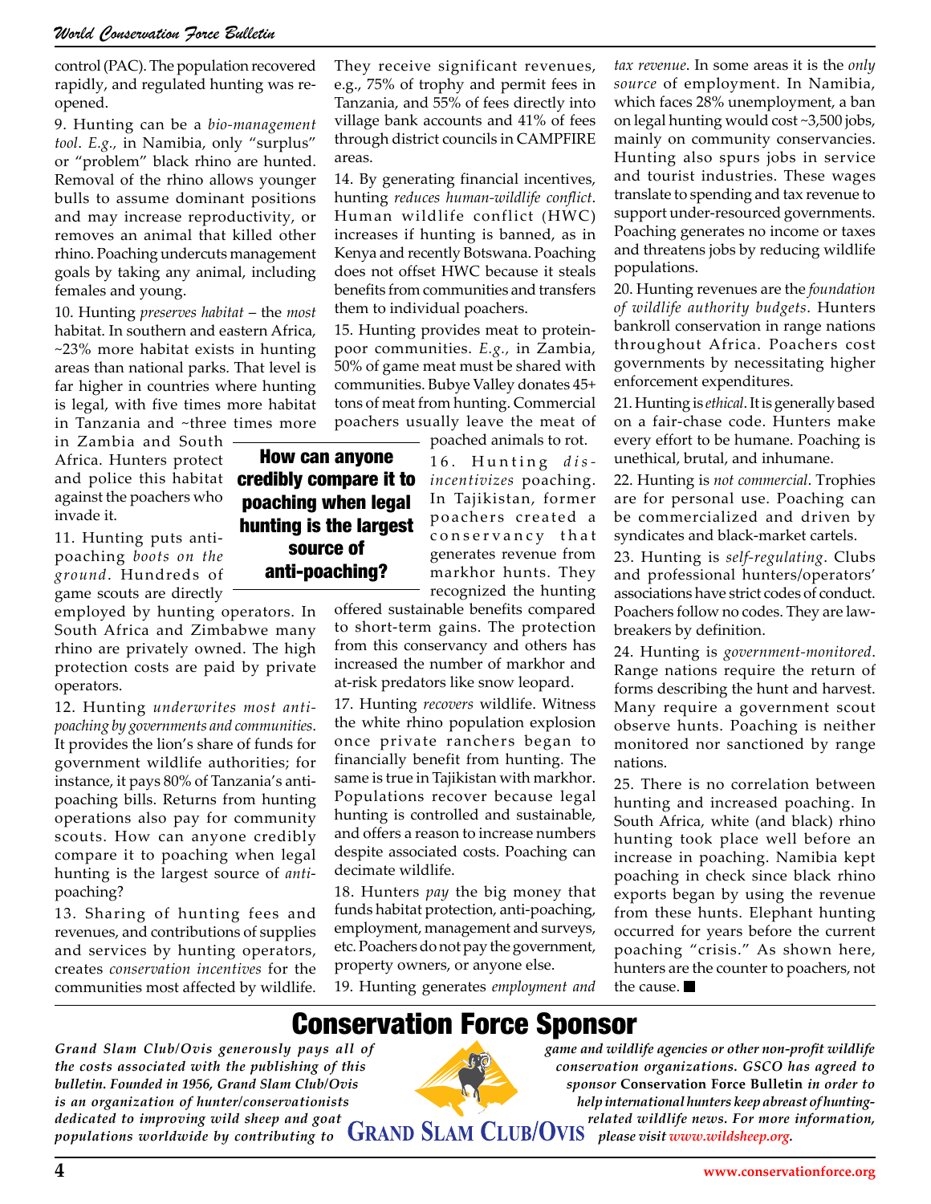control (PAC). The population recovered rapidly, and regulated hunting was re-opened.

9. Hunting can be a *bio-management tool*. *E.g.,* in Namibia, only "surplus" or "problem" black rhino are hunted. Removal of the rhino allows younger bulls to assume dominant positions and may increase reproductivity, or removes an animal that killed other rhino. Poaching undercuts management goals by taking any animal, including females and young.

10. Hunting *preserves habitat* – the *most* habitat. In southern and eastern Africa, ~23% more habitat exists in hunting areas than national parks. That level is far higher in countries where hunting is legal, with five times more habitat in Tanzania and ~three times more in Zambia and South Africa. Hunters protect and police this habitat against the poachers who invade it.

11. Hunting puts anti-poaching *boots on the ground*. Hundreds of game scouts are directly employed by hunting operators. In South Africa and Zimbabwe many rhino are privately owned. The high protection costs are paid by private operators.

12. Hunting *underwrites most anti-poaching by governments and communities*. It provides the lion's share of funds for government wildlife authorities; for instance, it pays 80% of Tanzania's anti-poaching bills. Returns from hunting operations also pay for community scouts. How can anyone credibly compare it to poaching when legal hunting is the largest source of *anti*-poaching?

13. Sharing of hunting fees and revenues, and contributions of supplies and services by hunting operators, creates *conservation incentives* for the communities most affected by wildlife. They receive significant revenues, e.g., 75% of trophy and permit fees in Tanzania, and 55% of fees directly into village bank accounts and 41% of fees through district councils in CAMPFIRE areas.

14. By generating financial incentives, hunting *reduces human-wildlife conflict*. Human wildlife conflict (HWC) increases if hunting is banned, as in Kenya and recently Botswana. Poaching does not offset HWC because it steals benefits from communities and transfers them to individual poachers.

15. Hunting provides meat to protein-poor communities. *E.g.,* in Zambia, 50% of game meat must be shared with communities. Bubye Valley donates 45+ tons of meat from hunting. Commercial poachers usually leave the meat of poached animals to rot.

**How can anyone credibly compare it to poaching when legal hunting is the largest source of anti-poaching?**

16. Hunting *dis-incentivizes* poaching. In Tajikistan, former poachers created a conservancy that generates revenue from markhor hunts. They recognized the hunting offered sustainable benefits compared to short-term gains. The protection from this conservancy and others has increased the number of markhor and at-risk predators like snow leopard.

17. Hunting *recovers* wildlife. Witness the white rhino population explosion once private ranchers began to financially benefit from hunting. The same is true in Tajikistan with markhor. Populations recover because legal hunting is controlled and sustainable, and offers a reason to increase numbers despite associated costs. Poaching can decimate wildlife.

18. Hunters *pay* the big money that funds habitat protection, anti-poaching, employment, management and surveys, etc. Poachers do not pay the government, property owners, or anyone else.

19. Hunting generates *employment and tax revenue*. In some areas it is the *only source* of employment. In Namibia, which faces 28% unemployment, a ban on legal hunting would cost ~3,500 jobs, mainly on community conservancies. Hunting also spurs jobs in service and tourist industries. These wages translate to spending and tax revenue to support under-resourced governments. Poaching generates no income or taxes and threatens jobs by reducing wildlife populations.

20. Hunting revenues are the *foundation of wildlife authority budgets*. Hunters bankroll conservation in range nations throughout Africa. Poachers cost governments by necessitating higher enforcement expenditures.

21. Hunting is *ethical*. It is generally based on a fair-chase code. Hunters make every effort to be humane. Poaching is unethical, brutal, and inhumane.

22. Hunting is *not commercial*. Trophies are for personal use. Poaching can be commercialized and driven by syndicates and black-market cartels.

23. Hunting is *self-regulating*. Clubs and professional hunters/operators' associations have strict codes of conduct. Poachers follow no codes. They are law-breakers by definition.

24. Hunting is *government-monitored*. Range nations require the return of forms describing the hunt and harvest. Many require a government scout observe hunts. Poaching is neither monitored nor sanctioned by range nations.

25. There is no correlation between hunting and increased poaching. In South Africa, white (and black) rhino hunting took place well before an increase in poaching. Namibia kept poaching in check since black rhino exports began by using the revenue from these hunts. Elephant hunting occurred for years before the current poaching "crisis." As shown here, hunters are the counter to poachers, not the cause. ■

## Conservation Force Sponsor

*Grand Slam Club/Ovis generously pays all of the costs associated with the publishing of this bulletin. Founded in 1956, Grand Slam Club/Ovis is an organization of hunter/conservationists dedicated to improving wild sheep and goat populations worldwide by contributing to game and wildlife agencies or other non-profit wildlife conservation organizations. GSCO has agreed to sponsor* **Conservation Force Bulletin** *in order to help international hunters keep abreast of hunting-related wildlife news. For more information, please visit www.wildsheep.org.*

GRAND SLAM CLUB/OVIS

www.conservationforce.org